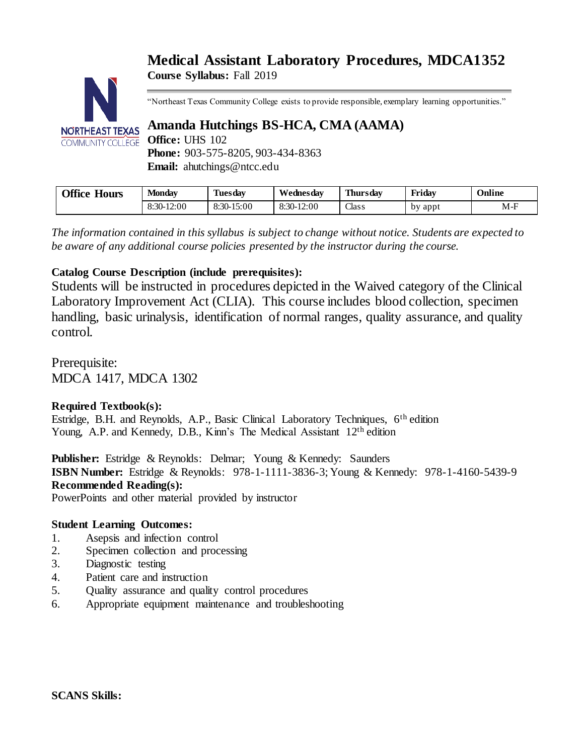# Medical Assistant Laboratory Procedures, MDCA1352

**Course Syllabus:** Fall 2019

"Northeast Texas Community College exists to provide responsible, exemplary learning opportunities."

## Amanda Hutchings BS-HCA, CMA (AAMA)

**Office:** UHS 102
**Phone:** 903-575-8205, 903-434-8363
**Email:** ahutchings@ntcc.edu

| Office Hours | Monday | Tuesday | Wednesday | Thursday | Friday | Online |
|---|---|---|---|---|---|---|
| | 8:30-12:00 | 8:30-15:00 | 8:30-12:00 | Class | by appt | M-F |

*The information contained in this syllabus is subject to change without notice. Students are expected to be aware of any additional course policies presented by the instructor during the course.*

**Catalog Course Description (include prerequisites):**

Students will be instructed in procedures depicted in the Waived category of the Clinical Laboratory Improvement Act (CLIA). This course includes blood collection, specimen handling, basic urinalysis, identification of normal ranges, quality assurance, and quality control.

Prerequisite:
MDCA 1417, MDCA 1302

**Required Textbook(s):**
Estridge, B.H. and Reynolds, A.P., Basic Clinical Laboratory Techniques, 6th edition
Young, A.P. and Kennedy, D.B., Kinn's The Medical Assistant 12th edition

**Publisher:** Estridge & Reynolds: Delmar; Young & Kennedy: Saunders
**ISBN Number:** Estridge & Reynolds: 978-1-1111-3836-3; Young & Kennedy: 978-1-4160-5439-9
**Recommended Reading(s):**
PowerPoints and other material provided by instructor

**Student Learning Outcomes:**

1. Asepsis and infection control
2. Specimen collection and processing
3. Diagnostic testing
4. Patient care and instruction
5. Quality assurance and quality control procedures
6. Appropriate equipment maintenance and troubleshooting

**SCANS Skills:**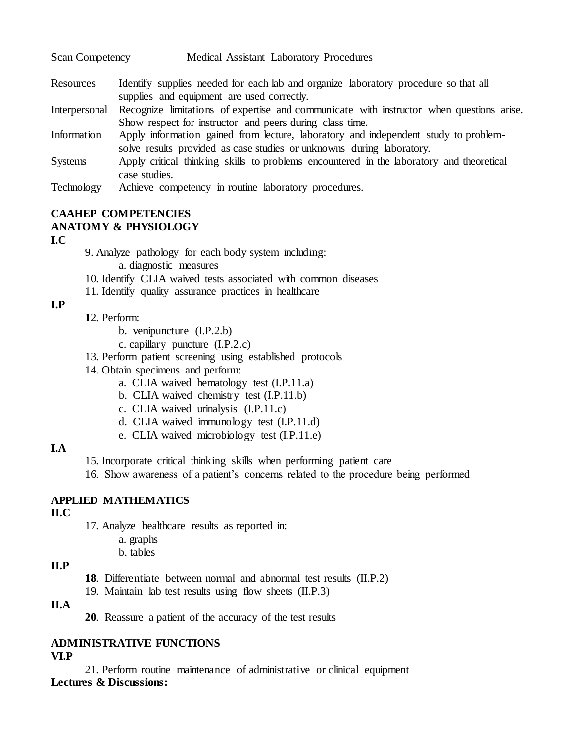Scan Competency Medical Assistant Laboratory Procedures

| | |
|---|---|
| Resources | Identify supplies needed for each lab and organize laboratory procedure so that all supplies and equipment are used correctly. |
| Interpersonal | Recognize limitations of expertise and communicate with instructor when questions arise. Show respect for instructor and peers during class time. |
| Information | Apply information gained from lecture, laboratory and independent study to problem-solve results provided as case studies or unknowns during laboratory. |
| Systems | Apply critical thinking skills to problems encountered in the laboratory and theoretical case studies. |
| Technology | Achieve competency in routine laboratory procedures. |

**CAAHEP COMPETENCIES**
**ANATOMY & PHYSIOLOGY**
**I.C**

9. Analyze pathology for each body system including:
   - a. diagnostic measures
10. Identify CLIA waived tests associated with common diseases
11. Identify quality assurance practices in healthcare

**I.P**

12. Perform:
    - b. venipuncture (I.P.2.b)
    - c. capillary puncture (I.P.2.c)
13. Perform patient screening using established protocols
14. Obtain specimens and perform:
    - a. CLIA waived hematology test (I.P.11.a)
    - b. CLIA waived chemistry test (I.P.11.b)
    - c. CLIA waived urinalysis (I.P.11.c)
    - d. CLIA waived immunology test (I.P.11.d)
    - e. CLIA waived microbiology test (I.P.11.e)

**I.A**

15. Incorporate critical thinking skills when performing patient care
16. Show awareness of a patient's concerns related to the procedure being performed

**APPLIED MATHEMATICS**
**II.C**

17. Analyze healthcare results as reported in:
    - a. graphs
    - b. tables

**II.P**

**18**. Differentiate between normal and abnormal test results (II.P.2)
19. Maintain lab test results using flow sheets (II.P.3)

**II.A**

**20**. Reassure a patient of the accuracy of the test results

**ADMINISTRATIVE FUNCTIONS**
**VI.P**

21. Perform routine maintenance of administrative or clinical equipment

**Lectures & Discussions:**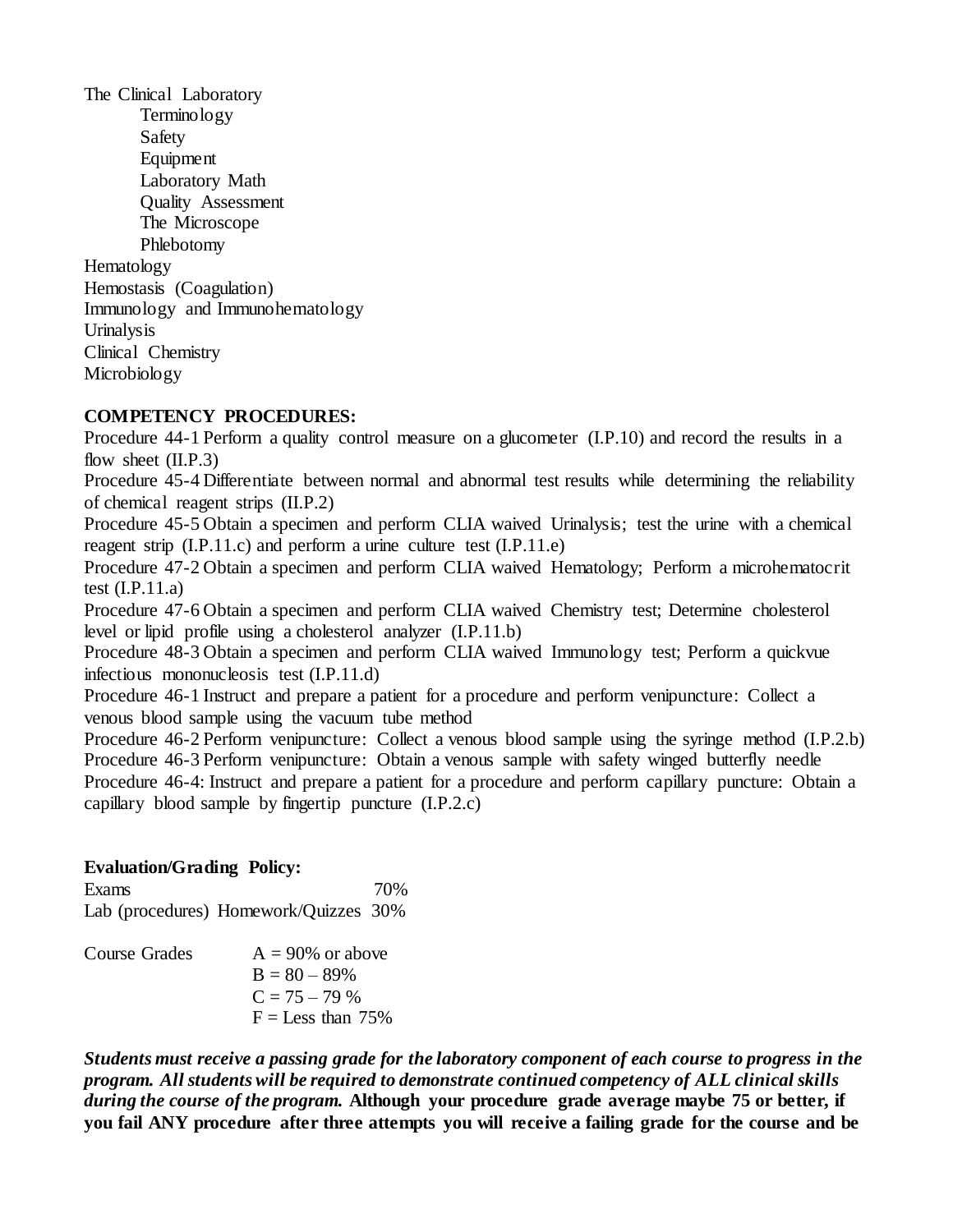The Clinical Laboratory

- Terminology
- Safety
- Equipment
- Laboratory Math
- Quality Assessment
- The Microscope
- Phlebotomy

Hematology
Hemostasis (Coagulation)
Immunology and Immunohematology
Urinalysis
Clinical Chemistry
Microbiology

**COMPETENCY PROCEDURES:**

Procedure 44-1 Perform a quality control measure on a glucometer (I.P.10) and record the results in a flow sheet (II.P.3)
Procedure 45-4 Differentiate between normal and abnormal test results while determining the reliability of chemical reagent strips (II.P.2)
Procedure 45-5 Obtain a specimen and perform CLIA waived Urinalysis; test the urine with a chemical reagent strip (I.P.11.c) and perform a urine culture test (I.P.11.e)
Procedure 47-2 Obtain a specimen and perform CLIA waived Hematology; Perform a microhematocrit test (I.P.11.a)
Procedure 47-6 Obtain a specimen and perform CLIA waived Chemistry test; Determine cholesterol level or lipid profile using a cholesterol analyzer (I.P.11.b)
Procedure 48-3 Obtain a specimen and perform CLIA waived Immunology test; Perform a quickvue infectious mononucleosis test (I.P.11.d)
Procedure 46-1 Instruct and prepare a patient for a procedure and perform venipuncture: Collect a venous blood sample using the vacuum tube method
Procedure 46-2 Perform venipuncture: Collect a venous blood sample using the syringe method (I.P.2.b)
Procedure 46-3 Perform venipuncture: Obtain a venous sample with safety winged butterfly needle
Procedure 46-4: Instruct and prepare a patient for a procedure and perform capillary puncture: Obtain a capillary blood sample by fingertip puncture (I.P.2.c)

**Evaluation/Grading Policy:**

| | |
|---|---|
| Exams | 70% |
| Lab (procedures) Homework/Quizzes | 30% |

| Course Grades | |
|---|---|
| | A = 90% or above |
| | B = 80 – 89% |
| | C = 75 – 79 % |
| | F = Less than 75% |

***Students must receive a passing grade for the laboratory component of each course to progress in the program. All students will be required to demonstrate continued competency of ALL clinical skills during the course of the program.*** **Although your procedure grade average maybe 75 or better, if you fail ANY procedure after three attempts you will receive a failing grade for the course and be**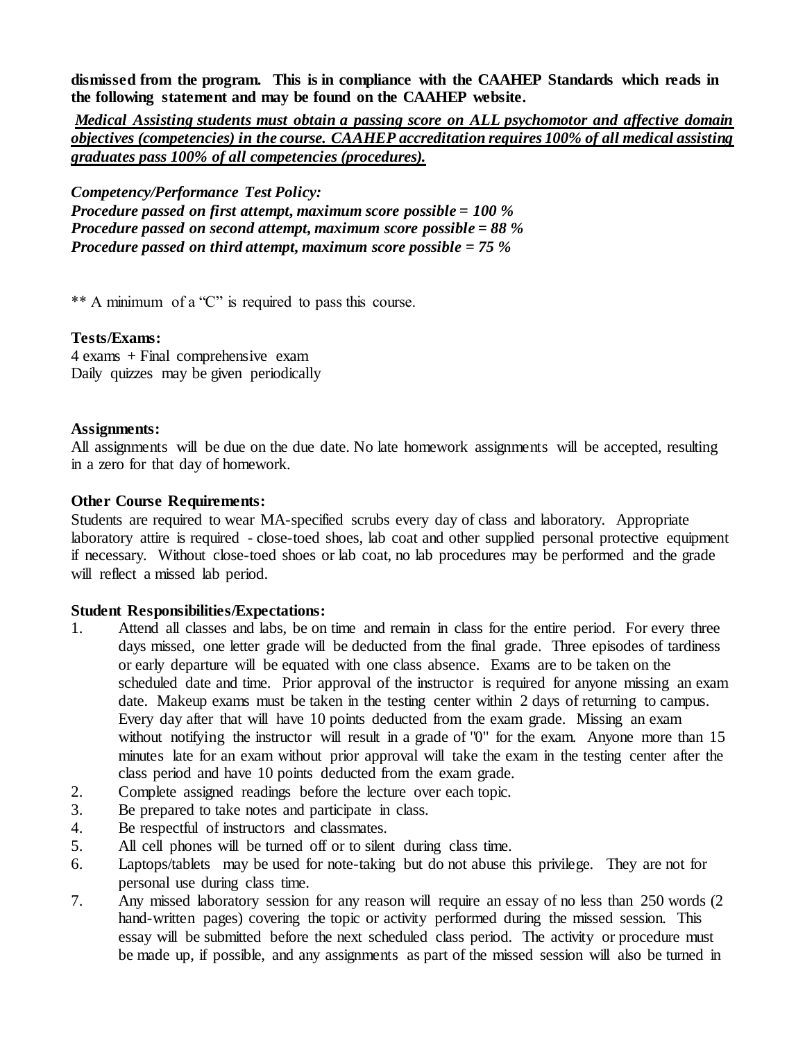**dismissed from the program. This is in compliance with the CAAHEP Standards which reads in the following statement and may be found on the CAAHEP website.**

***<u>Medical Assisting students must obtain a passing score on ALL psychomotor and affective domain objectives (competencies) in the course. CAAHEP accreditation requires 100% of all medical assisting graduates pass 100% of all competencies (procedures).</u>***

***Competency/Performance Test Policy:***
***Procedure passed on first attempt, maximum score possible = 100 %***
***Procedure passed on second attempt, maximum score possible = 88 %***
***Procedure passed on third attempt, maximum score possible = 75 %***

** A minimum of a "C" is required to pass this course.

**Tests/Exams:**
4 exams + Final comprehensive exam
Daily quizzes may be given periodically

**Assignments:**
All assignments will be due on the due date. No late homework assignments will be accepted, resulting in a zero for that day of homework.

**Other Course Requirements:**
Students are required to wear MA-specified scrubs every day of class and laboratory. Appropriate laboratory attire is required - close-toed shoes, lab coat and other supplied personal protective equipment if necessary. Without close-toed shoes or lab coat, no lab procedures may be performed and the grade will reflect a missed lab period.

**Student Responsibilities/Expectations:**

1. Attend all classes and labs, be on time and remain in class for the entire period. For every three days missed, one letter grade will be deducted from the final grade. Three episodes of tardiness or early departure will be equated with one class absence. Exams are to be taken on the scheduled date and time. Prior approval of the instructor is required for anyone missing an exam date. Makeup exams must be taken in the testing center within 2 days of returning to campus. Every day after that will have 10 points deducted from the exam grade. Missing an exam without notifying the instructor will result in a grade of "0" for the exam. Anyone more than 15 minutes late for an exam without prior approval will take the exam in the testing center after the class period and have 10 points deducted from the exam grade.
2. Complete assigned readings before the lecture over each topic.
3. Be prepared to take notes and participate in class.
4. Be respectful of instructors and classmates.
5. All cell phones will be turned off or to silent during class time.
6. Laptops/tablets may be used for note-taking but do not abuse this privilege. They are not for personal use during class time.
7. Any missed laboratory session for any reason will require an essay of no less than 250 words (2 hand-written pages) covering the topic or activity performed during the missed session. This essay will be submitted before the next scheduled class period. The activity or procedure must be made up, if possible, and any assignments as part of the missed session will also be turned in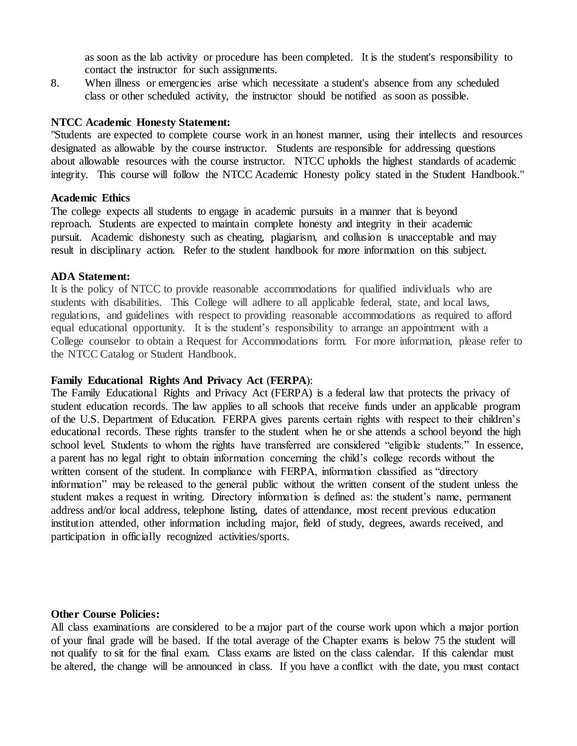as soon as the lab activity or procedure has been completed. It is the student's responsibility to contact the instructor for such assignments.

8. When illness or emergencies arise which necessitate a student's absence from any scheduled class or other scheduled activity, the instructor should be notified as soon as possible.

**NTCC Academic Honesty Statement:**

"Students are expected to complete course work in an honest manner, using their intellects and resources designated as allowable by the course instructor. Students are responsible for addressing questions about allowable resources with the course instructor. NTCC upholds the highest standards of academic integrity. This course will follow the NTCC Academic Honesty policy stated in the Student Handbook."

**Academic Ethics**

The college expects all students to engage in academic pursuits in a manner that is beyond reproach. Students are expected to maintain complete honesty and integrity in their academic pursuit. Academic dishonesty such as cheating, plagiarism, and collusion is unacceptable and may result in disciplinary action. Refer to the student handbook for more information on this subject.

**ADA Statement:**

It is the policy of NTCC to provide reasonable accommodations for qualified individuals who are students with disabilities. This College will adhere to all applicable federal, state, and local laws, regulations, and guidelines with respect to providing reasonable accommodations as required to afford equal educational opportunity. It is the student's responsibility to arrange an appointment with a College counselor to obtain a Request for Accommodations form. For more information, please refer to the NTCC Catalog or Student Handbook.

**Family Educational Rights And Privacy Act** (**FERPA**):

The Family Educational Rights and Privacy Act (FERPA) is a federal law that protects the privacy of student education records. The law applies to all schools that receive funds under an applicable program of the U.S. Department of Education. FERPA gives parents certain rights with respect to their children's educational records. These rights transfer to the student when he or she attends a school beyond the high school level. Students to whom the rights have transferred are considered "eligible students." In essence, a parent has no legal right to obtain information concerning the child's college records without the written consent of the student. In compliance with FERPA, information classified as "directory information" may be released to the general public without the written consent of the student unless the student makes a request in writing. Directory information is defined as: the student's name, permanent address and/or local address, telephone listing, dates of attendance, most recent previous education institution attended, other information including major, field of study, degrees, awards received, and participation in officially recognized activities/sports.

**Other Course Policies:**

All class examinations are considered to be a major part of the course work upon which a major portion of your final grade will be based. If the total average of the Chapter exams is below 75 the student will not qualify to sit for the final exam. Class exams are listed on the class calendar. If this calendar must be altered, the change will be announced in class. If you have a conflict with the date, you must contact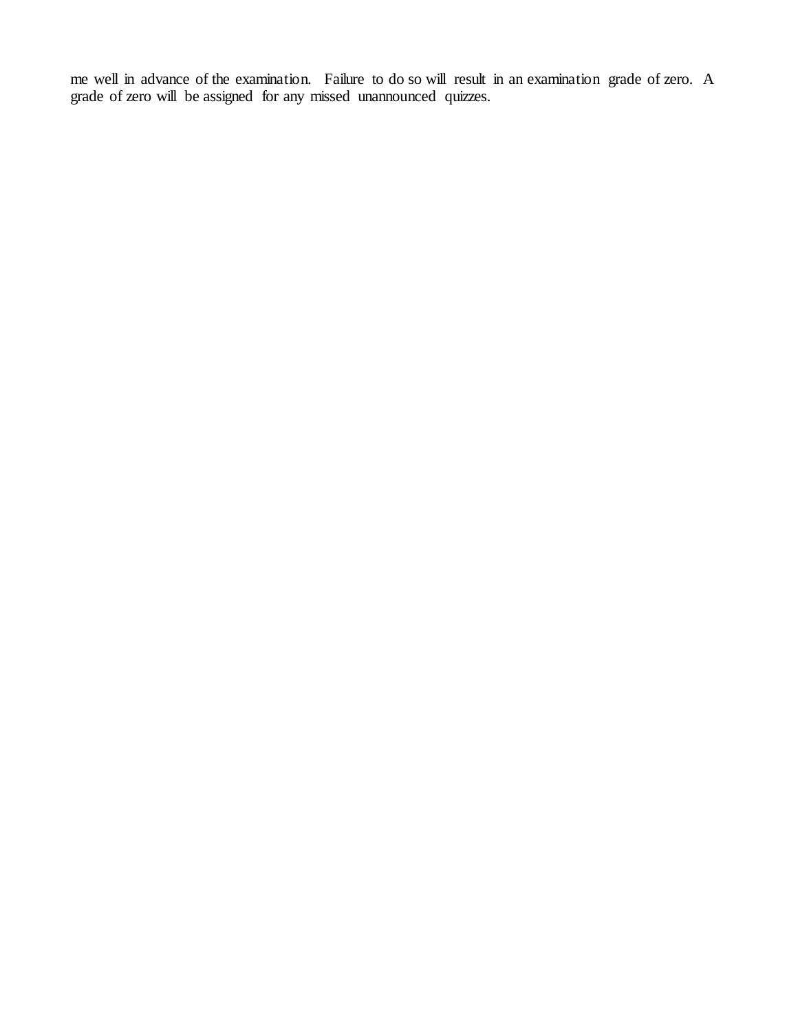me well in advance of the examination. Failure to do so will result in an examination grade of zero. A grade of zero will be assigned for any missed unannounced quizzes.